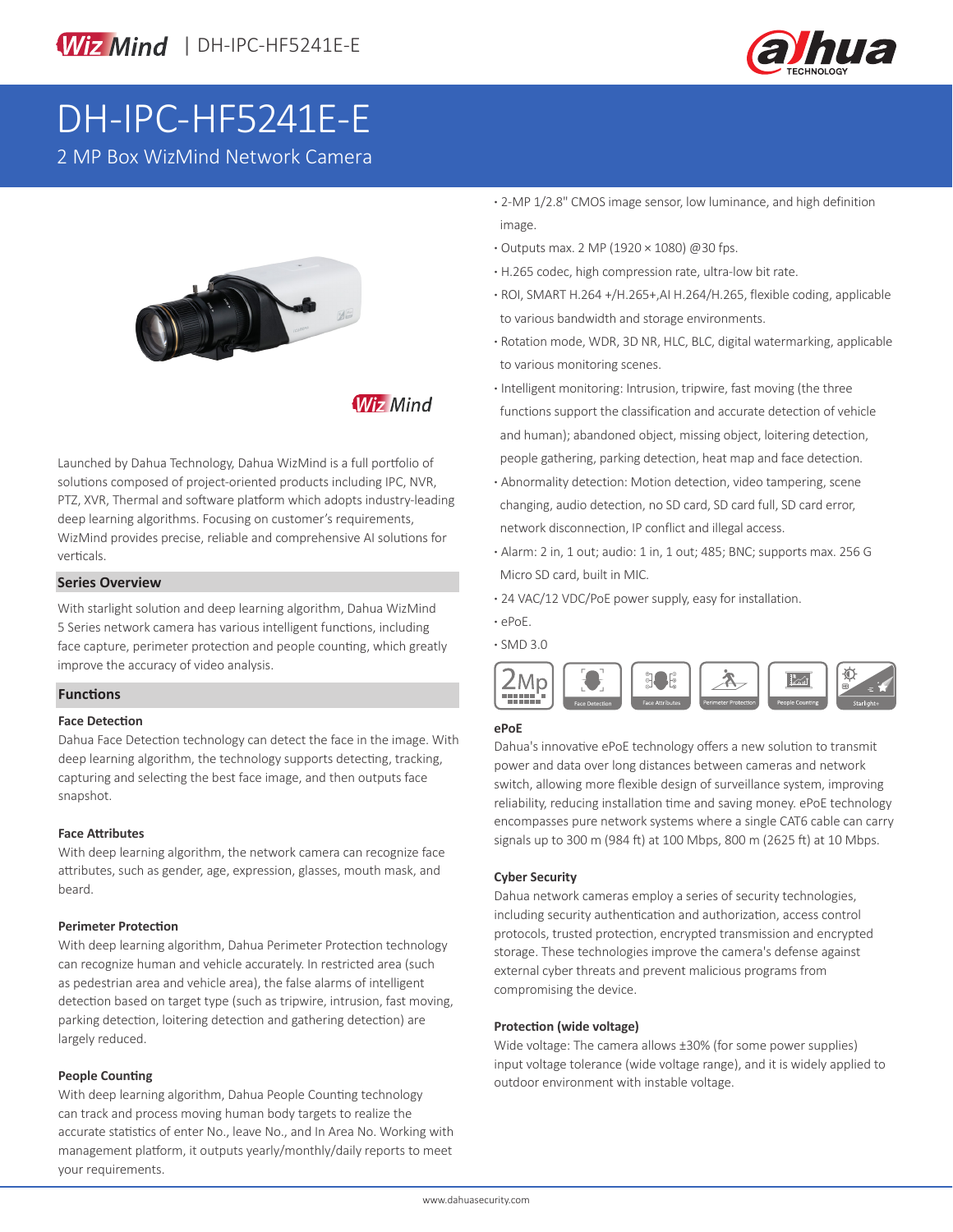WizMind | DH-IPC-HF5241E-E

# DH-IPC-HF5241E-E

2 MP Box WizMind Network Camera

- 2-MP 1/2.8" CMOS image sensor, low luminance, and high definition image.
- Outputs max. 2 MP (1920 × 1080) @30 fps.
- H.265 codec, high compression rate, ultra-low bit rate.
- ROI, SMART H.264 +/H.265+,AI H.264/H.265, flexible coding, applicable to various bandwidth and storage environments.
- Rotation mode, WDR, 3D NR, HLC, BLC, digital watermarking, applicable to various monitoring scenes.
- Intelligent monitoring: Intrusion, tripwire, fast moving (the three functions support the classification and accurate detection of vehicle and human); abandoned object, missing object, loitering detection, people gathering, parking detection, heat map and face detection.
- Abnormality detection: Motion detection, video tampering, scene changing, audio detection, no SD card, SD card full, SD card error, network disconnection, IP conflict and illegal access.
- Alarm: 2 in, 1 out; audio: 1 in, 1 out; 485; BNC; supports max. 256 G Micro SD card, built in MIC.
- 24 VAC/12 VDC/PoE power supply, easy for installation.
- ePoE.
- SMD 3.0

Launched by Dahua Technology, Dahua WizMind is a full portfolio of solutions composed of project-oriented products including IPC, NVR, PTZ, XVR, Thermal and software platform which adopts industry-leading deep learning algorithms. Focusing on customer's requirements, WizMind provides precise, reliable and comprehensive AI solutions for verticals.

## Series Overview

With starlight solution and deep learning algorithm, Dahua WizMind 5 Series network camera has various intelligent functions, including face capture, perimeter protection and people counting, which greatly improve the accuracy of video analysis.

## Functions

### Face Detection

Dahua Face Detection technology can detect the face in the image. With deep learning algorithm, the technology supports detecting, tracking, capturing and selecting the best face image, and then outputs face snapshot.

### Face Attributes

With deep learning algorithm, the network camera can recognize face attributes, such as gender, age, expression, glasses, mouth mask, and beard.

### Perimeter Protection

With deep learning algorithm, Dahua Perimeter Protection technology can recognize human and vehicle accurately. In restricted area (such as pedestrian area and vehicle area), the false alarms of intelligent detection based on target type (such as tripwire, intrusion, fast moving, parking detection, loitering detection and gathering detection) are largely reduced.

### People Counting

With deep learning algorithm, Dahua People Counting technology can track and process moving human body targets to realize the accurate statistics of enter No., leave No., and In Area No. Working with management platform, it outputs yearly/monthly/daily reports to meet your requirements.

### ePoE

Dahua's innovative ePoE technology offers a new solution to transmit power and data over long distances between cameras and network switch, allowing more flexible design of surveillance system, improving reliability, reducing installation time and saving money. ePoE technology encompasses pure network systems where a single CAT6 cable can carry signals up to 300 m (984 ft) at 100 Mbps, 800 m (2625 ft) at 10 Mbps.

### Cyber Security

Dahua network cameras employ a series of security technologies, including security authentication and authorization, access control protocols, trusted protection, encrypted transmission and encrypted storage. These technologies improve the camera's defense against external cyber threats and prevent malicious programs from compromising the device.

### Protection (wide voltage)

Wide voltage: The camera allows ±30% (for some power supplies) input voltage tolerance (wide voltage range), and it is widely applied to outdoor environment with instable voltage.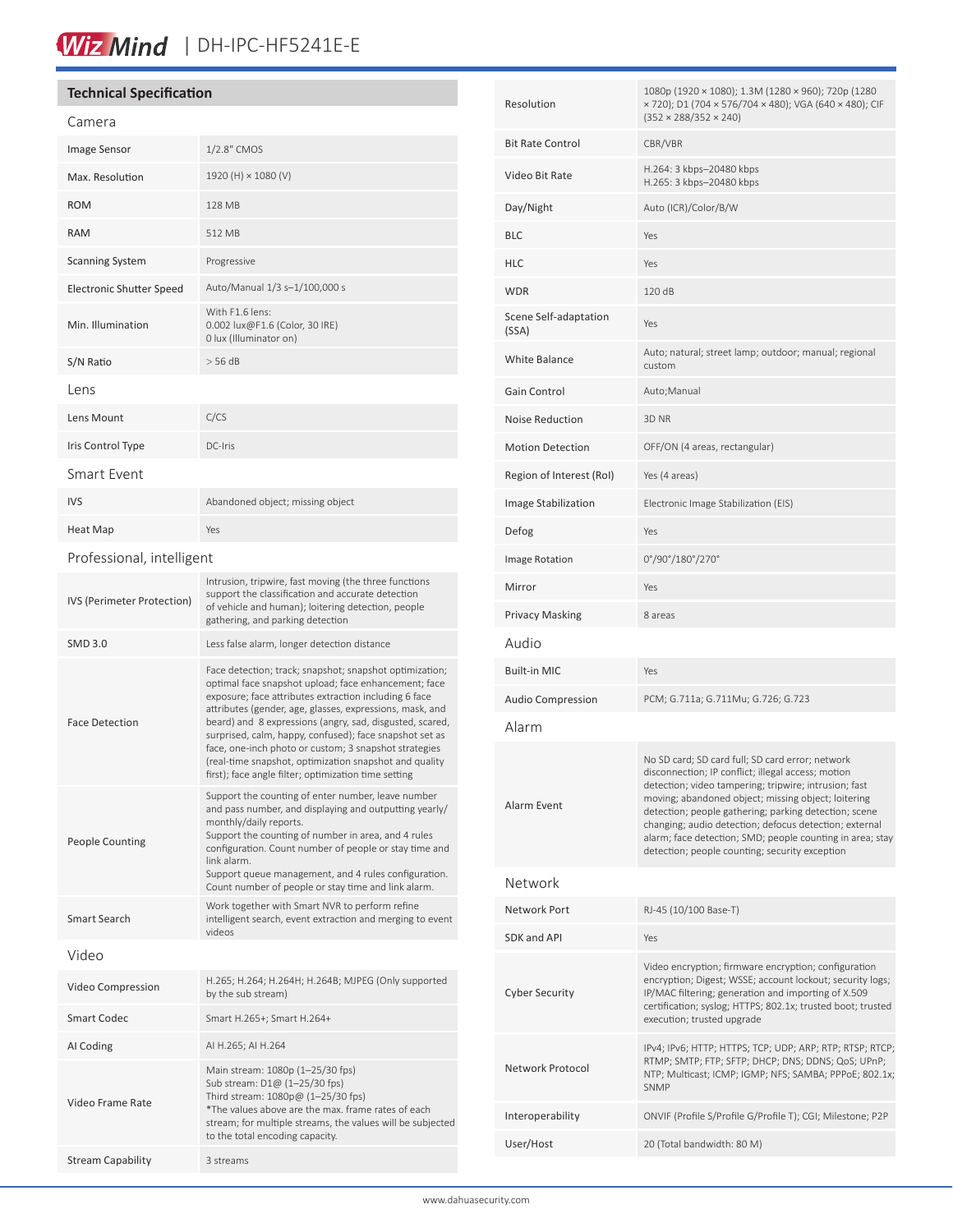## Technical Specification

### Camera

| | |
|---|---|
| Image Sensor | 1/2.8" CMOS |
| Max. Resolution | 1920 (H) × 1080 (V) |
| ROM | 128 MB |
| RAM | 512 MB |
| Scanning System | Progressive |
| Electronic Shutter Speed | Auto/Manual 1/3 s–1/100,000 s |
| Min. Illumination | With F1.6 lens:<br>0.002 lux@F1.6 (Color, 30 IRE)<br>0 lux (Illuminator on) |
| S/N Ratio | > 56 dB |

### Lens

| | |
|---|---|
| Lens Mount | C/CS |
| Iris Control Type | DC-Iris |

### Smart Event

| | |
|---|---|
| IVS | Abandoned object; missing object |
| Heat Map | Yes |

### Professional, intelligent

| | |
|---|---|
| IVS (Perimeter Protection) | Intrusion, tripwire, fast moving (the three functions support the classification and accurate detection of vehicle and human); loitering detection, people gathering, and parking detection |
| SMD 3.0 | Less false alarm, longer detection distance |
| Face Detection | Face detection; track; snapshot; snapshot optimization; optimal face snapshot upload; face enhancement; face exposure; face attributes extraction including 6 face attributes (gender, age, glasses, expressions, mask, and beard) and 8 expressions (angry, sad, disgusted, scared, surprised, calm, happy, confused); face snapshot set as face, one-inch photo or custom; 3 snapshot strategies (real-time snapshot, optimization snapshot and quality first); face angle filter; optimization time setting |
| People Counting | Support the counting of enter number, leave number and pass number, and displaying and outputting yearly/monthly/daily reports.<br>Support the counting of number in area, and 4 rules configuration. Count number of people or stay time and link alarm.<br>Support queue management, and 4 rules configuration. Count number of people or stay time and link alarm. |
| Smart Search | Work together with Smart NVR to perform refine intelligent search, event extraction and merging to event videos |

### Video

| | |
|---|---|
| Video Compression | H.265; H.264; H.264H; H.264B; MJPEG (Only supported by the sub stream) |
| Smart Codec | Smart H.265+; Smart H.264+ |
| AI Coding | AI H.265; AI H.264 |
| Video Frame Rate | Main stream: 1080p (1–25/30 fps)<br>Sub stream: D1@ (1–25/30 fps)<br>Third stream: 1080p@ (1–25/30 fps)<br>*The values above are the max. frame rates of each stream; for multiple streams, the values will be subjected to the total encoding capacity. |
| Stream Capability | 3 streams |
| Resolution | 1080p (1920 × 1080); 1.3M (1280 × 960); 720p (1280 × 720); D1 (704 × 576/704 × 480); VGA (640 × 480); CIF (352 × 288/352 × 240) |
| Bit Rate Control | CBR/VBR |
| Video Bit Rate | H.264: 3 kbps–20480 kbps<br>H.265: 3 kbps–20480 kbps |
| Day/Night | Auto (ICR)/Color/B/W |
| BLC | Yes |
| HLC | Yes |
| WDR | 120 dB |
| Scene Self-adaptation (SSA) | Yes |
| White Balance | Auto; natural; street lamp; outdoor; manual; regional custom |
| Gain Control | Auto;Manual |
| Noise Reduction | 3D NR |
| Motion Detection | OFF/ON (4 areas, rectangular) |
| Region of Interest (RoI) | Yes (4 areas) |
| Image Stabilization | Electronic Image Stabilization (EIS) |
| Defog | Yes |
| Image Rotation | 0°/90°/180°/270° |
| Mirror | Yes |
| Privacy Masking | 8 areas |

### Audio

| | |
|---|---|
| Built-in MIC | Yes |
| Audio Compression | PCM; G.711a; G.711Mu; G.726; G.723 |

### Alarm

| | |
|---|---|
| Alarm Event | No SD card; SD card full; SD card error; network disconnection; IP conflict; illegal access; motion detection; video tampering; tripwire; intrusion; fast moving; abandoned object; missing object; loitering detection; people gathering; parking detection; scene changing; audio detection; defocus detection; external alarm; face detection; SMD; people counting in area; stay detection; people counting; security exception |

### Network

| | |
|---|---|
| Network Port | RJ-45 (10/100 Base-T) |
| SDK and API | Yes |
| Cyber Security | Video encryption; firmware encryption; configuration encryption; Digest; WSSE; account lockout; security logs; IP/MAC filtering; generation and importing of X.509 certification; syslog; HTTPS; 802.1x; trusted boot; trusted execution; trusted upgrade |
| Network Protocol | IPv4; IPv6; HTTP; HTTPS; TCP; UDP; ARP; RTP; RTSP; RTCP; RTMP; SMTP; FTP; SFTP; DHCP; DNS; DDNS; QoS; UPnP; NTP; Multicast; ICMP; IGMP; NFS; SAMBA; PPPoE; 802.1x; SNMP |
| Interoperability | ONVIF (Profile S/Profile G/Profile T); CGI; Milestone; P2P |
| User/Host | 20 (Total bandwidth: 80 M) |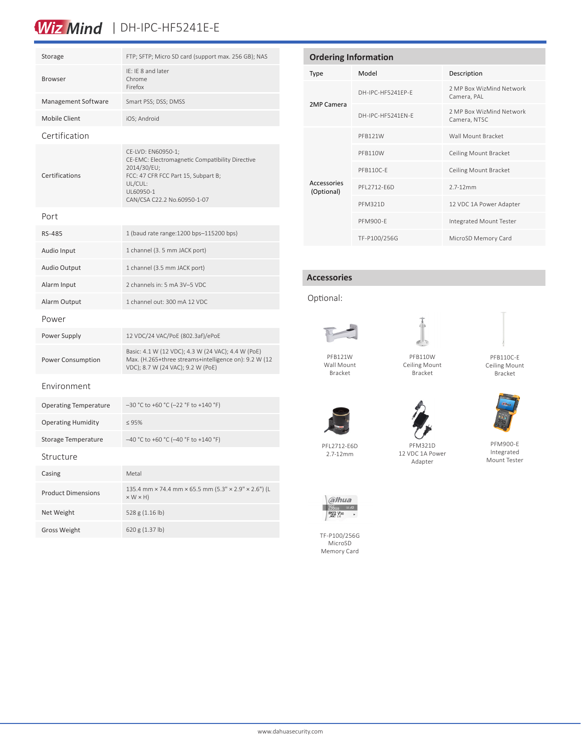| | |
|---|---|
| Storage | FTP; SFTP; Micro SD card (support max. 256 GB); NAS |
| Browser | IE: IE 8 and later<br>Chrome<br>Firefox |
| Management Software | Smart PSS; DSS; DMSS |
| Mobile Client | iOS; Android |

## Certification

| | |
|---|---|
| Certifications | CE-LVD: EN60950-1;<br>CE-EMC: Electromagnetic Compatibility Directive 2014/30/EU;<br>FCC: 47 CFR FCC Part 15, Subpart B;<br>UL/CUL:<br>UL60950-1<br>CAN/CSA C22.2 No.60950-1-07 |

## Port

| | |
|---|---|
| RS-485 | 1 (baud rate range:1200 bps–115200 bps) |
| Audio Input | 1 channel (3. 5 mm JACK port) |
| Audio Output | 1 channel (3.5 mm JACK port) |
| Alarm Input | 2 channels in: 5 mA 3V–5 VDC |
| Alarm Output | 1 channel out: 300 mA 12 VDC |

## Power

| | |
|---|---|
| Power Supply | 12 VDC/24 VAC/PoE (802.3af)/ePoE |
| Power Consumption | Basic: 4.1 W (12 VDC); 4.3 W (24 VAC); 4.4 W (PoE)<br>Max. (H.265+three streams+intelligence on): 9.2 W (12 VDC); 8.7 W (24 VAC); 9.2 W (PoE) |

## Environment

| | |
|---|---|
| Operating Temperature | –30 °C to +60 °C (–22 °F to +140 °F) |
| Operating Humidity | ≤ 95% |
| Storage Temperature | –40 °C to +60 °C (–40 °F to +140 °F) |

## Structure

| | |
|---|---|
| Casing | Metal |
| Product Dimensions | 135.4 mm × 74.4 mm × 65.5 mm (5.3" × 2.9" × 2.6") (L × W × H) |
| Net Weight | 528 g (1.16 lb) |
| Gross Weight | 620 g (1.37 lb) |

## Ordering Information

| Type | Model | Description |
|---|---|---|
| 2MP Camera | DH-IPC-HF5241EP-E | 2 MP Box WizMind Network Camera, PAL |
| | DH-IPC-HF5241EN-E | 2 MP Box WizMind Network Camera, NTSC |
| Accessories (Optional) | PFB121W | Wall Mount Bracket |
| | PFB110W | Ceiling Mount Bracket |
| | PFB110C-E | Ceiling Mount Bracket |
| | PFL2712-E6D | 2.7-12mm |
| | PFM321D | 12 VDC 1A Power Adapter |
| | PFM900-E | Integrated Mount Tester |
| | TF-P100/256G | MicroSD Memory Card |

## Accessories

Optional:

PFB121W Wall Mount Bracket

PFB110W Ceiling Mount Bracket

PFB110C-E Ceiling Mount Bracket

PFL2712-E6D 2.7-12mm

PFM321D 12 VDC 1A Power Adapter

PFM900-E Integrated Mount Tester

TF-P100/256G MicroSD Memory Card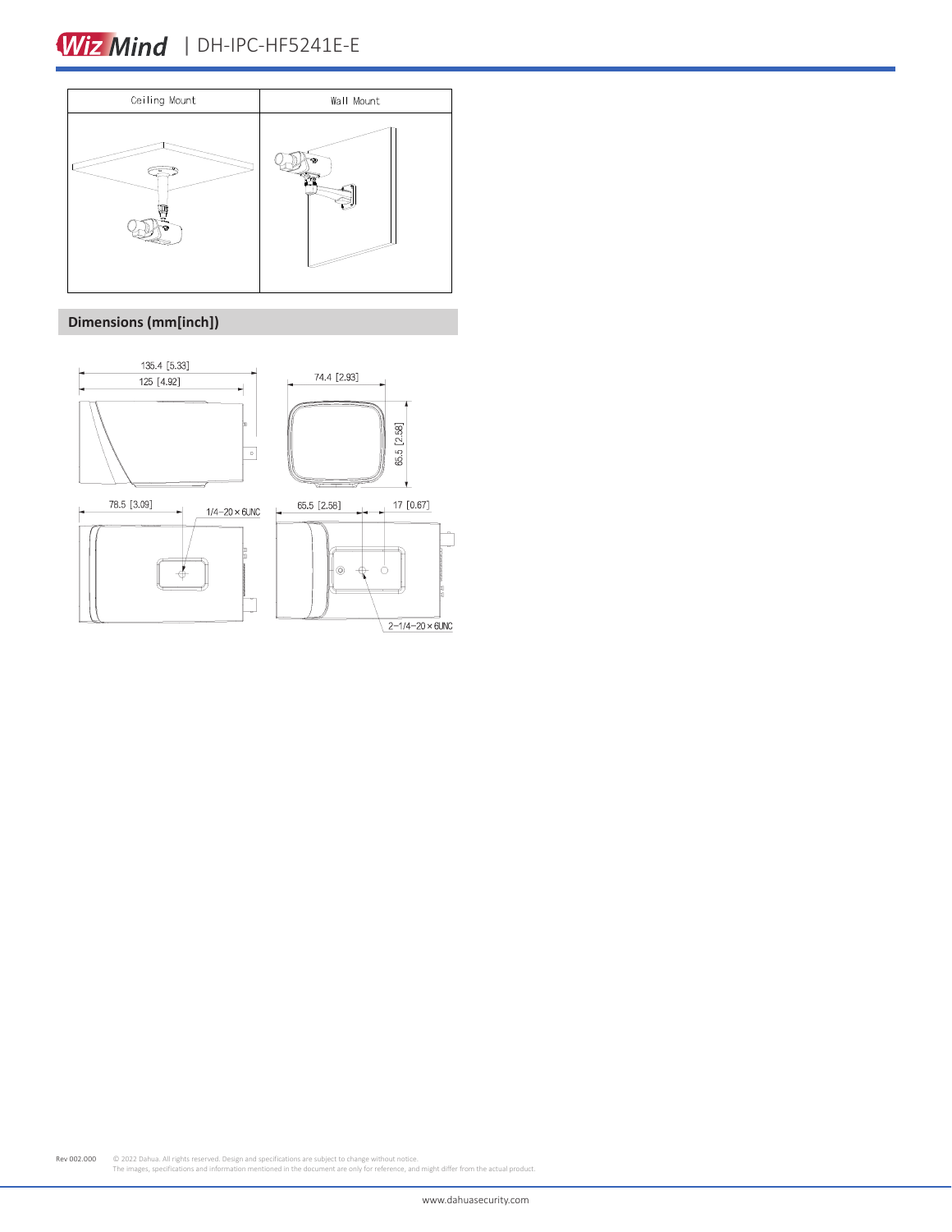| Ceiling Mount | Wall Mount |
| --- | --- |
| | |

## Dimensions (mm[inch])

135.4 [5.33]
125 [4.92]
74.4 [2.93]
65.5 [2.58]
78.5 [3.09]
1/4−20×6UNC
65.5 [2.58]
17 [0.67]
2−1/4−20×6UNC

Rev 002.000 © 2022 Dahua. All rights reserved. Design and specifications are subject to change without notice.
The images, specifications and information mentioned in the document are only for reference, and might differ from the actual product.